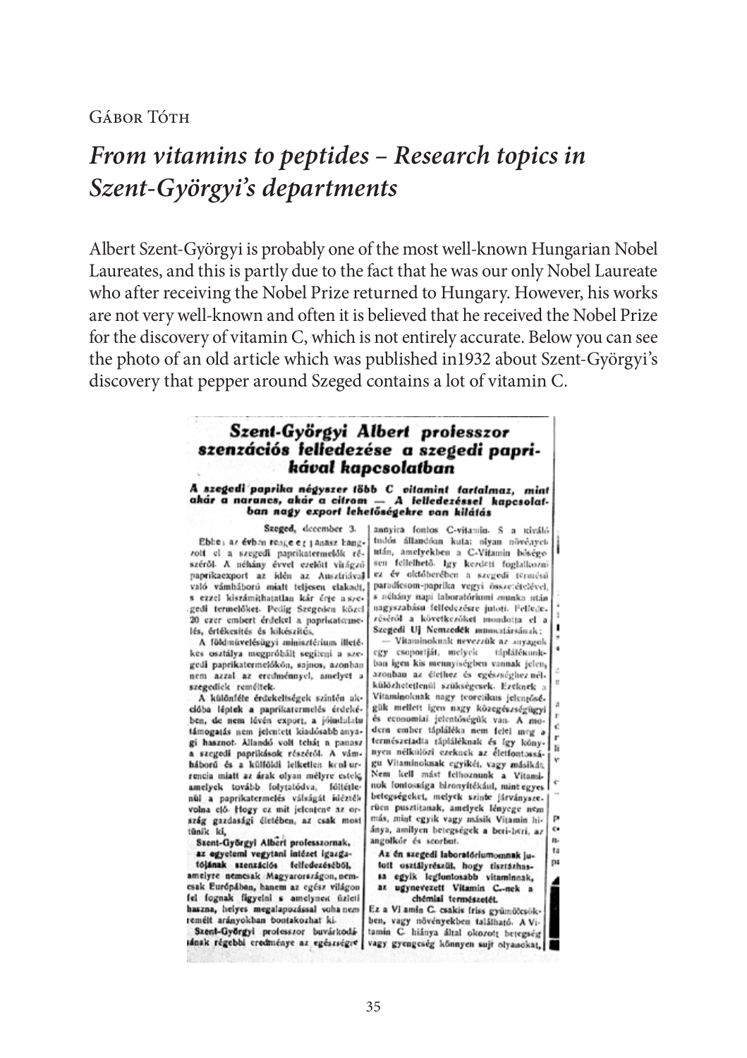Gábor Tóth

# *From vitamins to peptides – Research topics in Szent-Györgyi's departments*

Albert Szent-Györgyi is probably one of the most well-known Hungarian Nobel Laureates, and this is partly due to the fact that he was our only Nobel Laureate who after receiving the Nobel Prize returned to Hungary. However, his works are not very well-known and often it is believed that he received the Nobel Prize for the discovery of vitamin C, which is not entirely accurate. Below you can see the photo of an old article which was published in1932 about Szent-Györgyi's discovery that pepper around Szeged contains a lot of vitamin C.

**Szent-Györgyi Albert professzor szenzációs felfedezése a szegedi paprikával kapcsolatban**

**A szegedi paprika négyszer több C vitamint tartalmaz, mint akár a narancs, akár a citrom — A felfedezéssel kapcsolatban nagy export lehetőségekre van kilátás**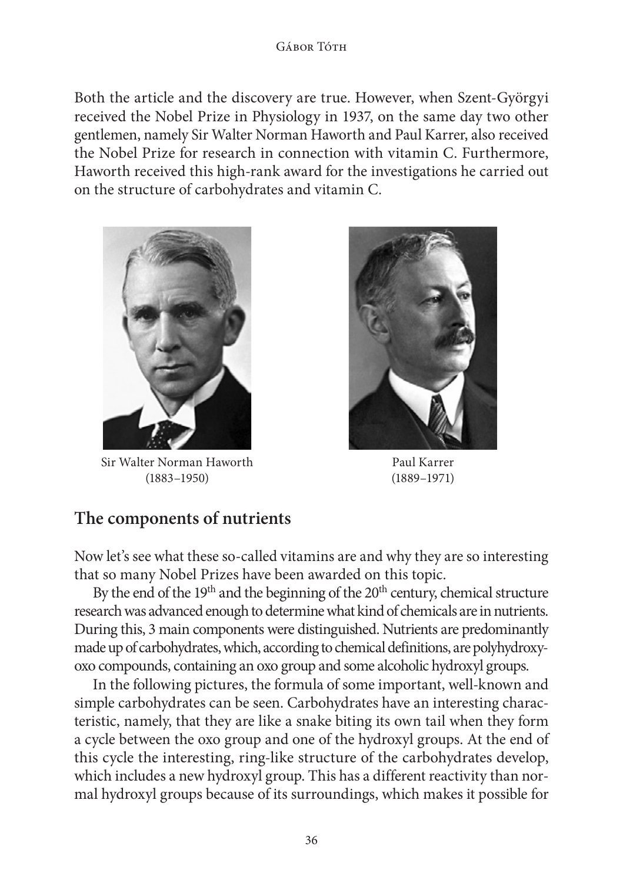Both the article and the discovery are true. However, when Szent-Györgyi received the Nobel Prize in Physiology in 1937, on the same day two other gentlemen, namely Sir Walter Norman Haworth and Paul Karrer, also received the Nobel Prize for research in connection with vitamin C. Furthermore, Haworth received this high-rank award for the investigations he carried out on the structure of carbohydrates and vitamin C.

Sir Walter Norman Haworth (1883–1950)

Paul Karrer (1889–1971)

## The components of nutrients

Now let's see what these so-called vitamins are and why they are so interesting that so many Nobel Prizes have been awarded on this topic.

By the end of the 19th and the beginning of the 20th century, chemical structure research was advanced enough to determine what kind of chemicals are in nutrients. During this, 3 main components were distinguished. Nutrients are predominantly made up of carbohydrates, which, according to chemical definitions, are polyhydroxy-oxo compounds, containing an oxo group and some alcoholic hydroxyl groups.

In the following pictures, the formula of some important, well-known and simple carbohydrates can be seen. Carbohydrates have an interesting characteristic, namely, that they are like a snake biting its own tail when they form a cycle between the oxo group and one of the hydroxyl groups. At the end of this cycle the interesting, ring-like structure of the carbohydrates develop, which includes a new hydroxyl group. This has a different reactivity than normal hydroxyl groups because of its surroundings, which makes it possible for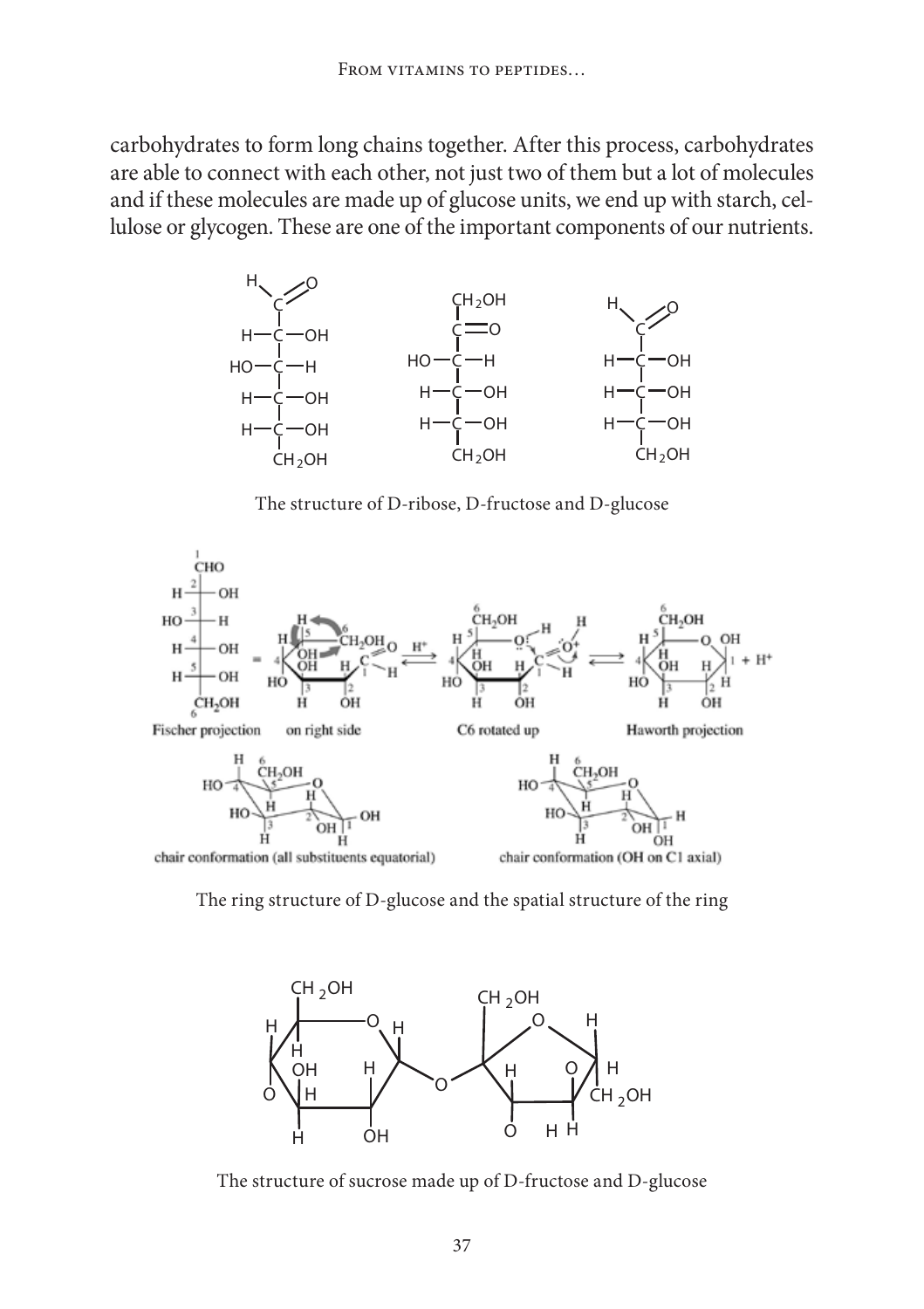carbohydrates to form long chains together. After this process, carbohydrates are able to connect with each other, not just two of them but a lot of molecules and if these molecules are made up of glucose units, we end up with starch, cellulose or glycogen. These are one of the important components of our nutrients.

The structure of D-ribose, D-fructose and D-glucose

The ring structure of D-glucose and the spatial structure of the ring

The structure of sucrose made up of D-fructose and D-glucose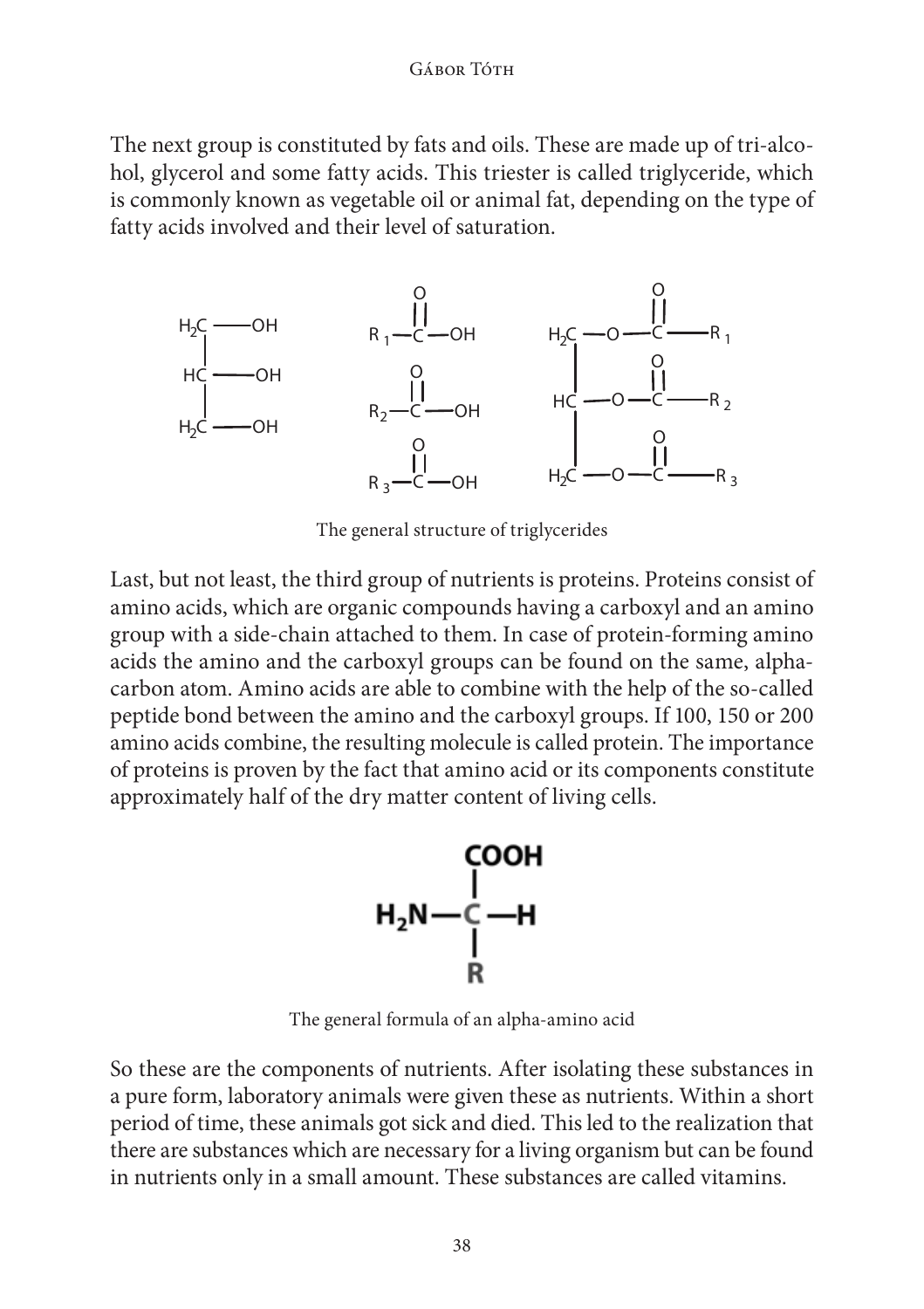The next group is constituted by fats and oils. These are made up of tri-alcohol, glycerol and some fatty acids. This triester is called triglyceride, which is commonly known as vegetable oil or animal fat, depending on the type of fatty acids involved and their level of saturation.

The general structure of triglycerides

Last, but not least, the third group of nutrients is proteins. Proteins consist of amino acids, which are organic compounds having a carboxyl and an amino group with a side-chain attached to them. In case of protein-forming amino acids the amino and the carboxyl groups can be found on the same, alpha-carbon atom. Amino acids are able to combine with the help of the so-called peptide bond between the amino and the carboxyl groups. If 100, 150 or 200 amino acids combine, the resulting molecule is called protein. The importance of proteins is proven by the fact that amino acid or its components constitute approximately half of the dry matter content of living cells.

The general formula of an alpha-amino acid

So these are the components of nutrients. After isolating these substances in a pure form, laboratory animals were given these as nutrients. Within a short period of time, these animals got sick and died. This led to the realization that there are substances which are necessary for a living organism but can be found in nutrients only in a small amount. These substances are called vitamins.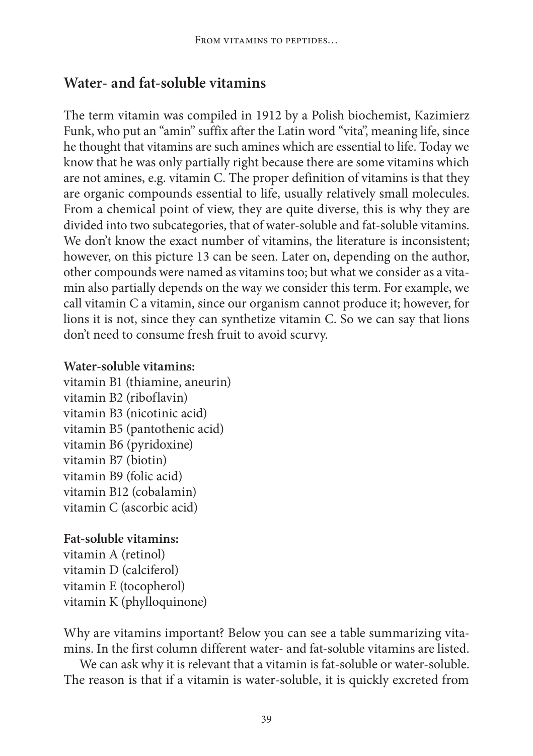## Water- and fat-soluble vitamins

The term vitamin was compiled in 1912 by a Polish biochemist, Kazimierz Funk, who put an "amin" suffix after the Latin word "vita", meaning life, since he thought that vitamins are such amines which are essential to life. Today we know that he was only partially right because there are some vitamins which are not amines, e.g. vitamin C. The proper definition of vitamins is that they are organic compounds essential to life, usually relatively small molecules. From a chemical point of view, they are quite diverse, this is why they are divided into two subcategories, that of water-soluble and fat-soluble vitamins. We don't know the exact number of vitamins, the literature is inconsistent; however, on this picture 13 can be seen. Later on, depending on the author, other compounds were named as vitamins too; but what we consider as a vitamin also partially depends on the way we consider this term. For example, we call vitamin C a vitamin, since our organism cannot produce it; however, for lions it is not, since they can synthetize vitamin C. So we can say that lions don't need to consume fresh fruit to avoid scurvy.

**Water-soluble vitamins:**
vitamin B1 (thiamine, aneurin)
vitamin B2 (riboflavin)
vitamin B3 (nicotinic acid)
vitamin B5 (pantothenic acid)
vitamin B6 (pyridoxine)
vitamin B7 (biotin)
vitamin B9 (folic acid)
vitamin B12 (cobalamin)
vitamin C (ascorbic acid)

**Fat-soluble vitamins:**
vitamin A (retinol)
vitamin D (calciferol)
vitamin E (tocopherol)
vitamin K (phylloquinone)

Why are vitamins important? Below you can see a table summarizing vitamins. In the first column different water- and fat-soluble vitamins are listed.

We can ask why it is relevant that a vitamin is fat-soluble or water-soluble. The reason is that if a vitamin is water-soluble, it is quickly excreted from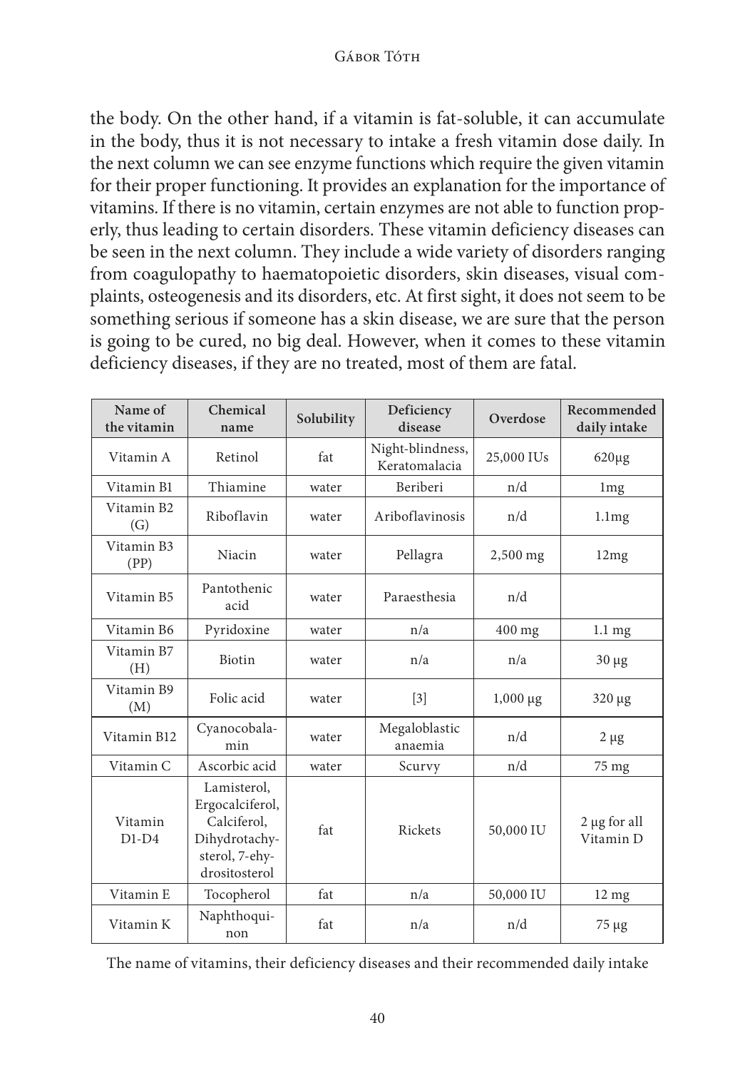the body. On the other hand, if a vitamin is fat-soluble, it can accumulate in the body, thus it is not necessary to intake a fresh vitamin dose daily. In the next column we can see enzyme functions which require the given vitamin for their proper functioning. It provides an explanation for the importance of vitamins. If there is no vitamin, certain enzymes are not able to function properly, thus leading to certain disorders. These vitamin deficiency diseases can be seen in the next column. They include a wide variety of disorders ranging from coagulopathy to haematopoietic disorders, skin diseases, visual complaints, osteogenesis and its disorders, etc. At first sight, it does not seem to be something serious if someone has a skin disease, we are sure that the person is going to be cured, no big deal. However, when it comes to these vitamin deficiency diseases, if they are no treated, most of them are fatal.

| Name of the vitamin | Chemical name | Solubility | Deficiency disease | Overdose | Recommended daily intake |
|---|---|---|---|---|---|
| Vitamin A | Retinol | fat | Night-blindness, Keratomalacia | 25,000 IUs | 620μg |
| Vitamin B1 | Thiamine | water | Beriberi | n/d | 1mg |
| Vitamin B2 (G) | Riboflavin | water | Ariboflavinosis | n/d | 1.1mg |
| Vitamin B3 (PP) | Niacin | water | Pellagra | 2,500 mg | 12mg |
| Vitamin B5 | Pantothenic acid | water | Paraesthesia | n/d | |
| Vitamin B6 | Pyridoxine | water | n/a | 400 mg | 1.1 mg |
| Vitamin B7 (H) | Biotin | water | n/a | n/a | 30 μg |
| Vitamin B9 (M) | Folic acid | water | [3] | 1,000 μg | 320 μg |
| Vitamin B12 | Cyanocobalamin | water | Megaloblastic anaemia | n/d | 2 μg |
| Vitamin C | Ascorbic acid | water | Scurvy | n/d | 75 mg |
| Vitamin D1-D4 | Lamisterol, Ergocalciferol, Calciferol, Dihydrotachysterol, 7-ehydrositosterol | fat | Rickets | 50,000 IU | 2 μg for all Vitamin D |
| Vitamin E | Tocopherol | fat | n/a | 50,000 IU | 12 mg |
| Vitamin K | Naphthoquinon | fat | n/a | n/d | 75 μg |

The name of vitamins, their deficiency diseases and their recommended daily intake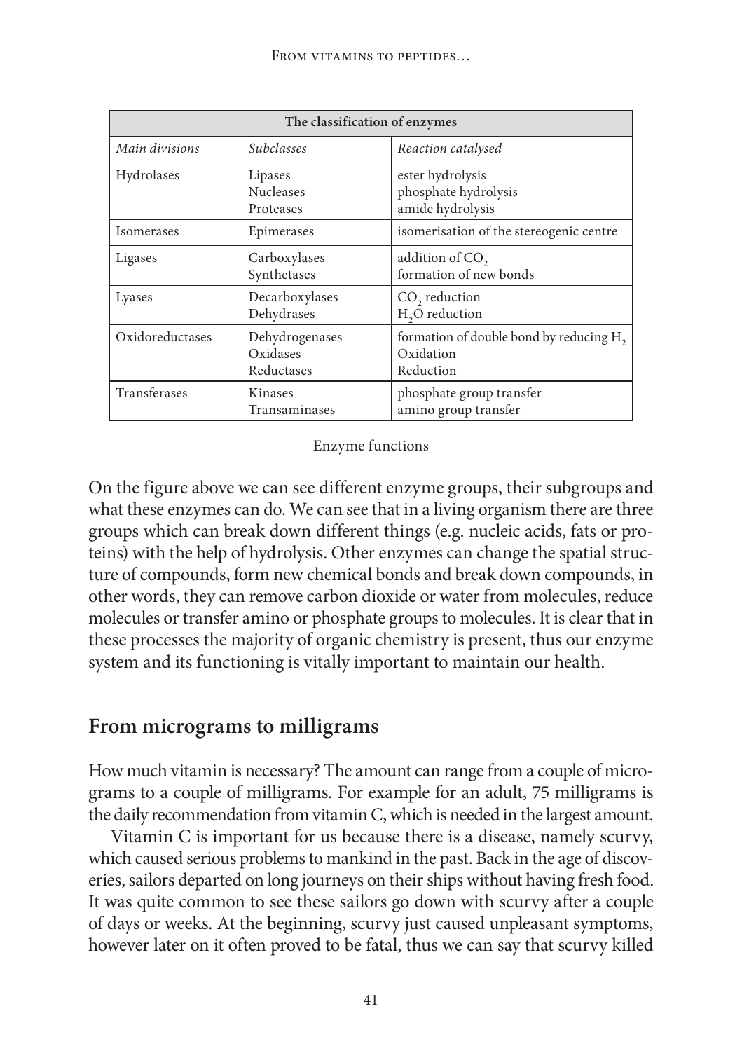| The classification of enzymes | | |
|---|---|---|
| *Main divisions* | *Subclasses* | *Reaction catalysed* |
| Hydrolases | Lipases<br>Nucleases<br>Proteases | ester hydrolysis<br>phosphate hydrolysis<br>amide hydrolysis |
| Isomerases | Epimerases | isomerisation of the stereogenic centre |
| Ligases | Carboxylases<br>Synthetases | addition of $CO_2$<br>formation of new bonds |
| Lyases | Decarboxylases<br>Dehydrases | $CO_2$ reduction<br>$H_2O$ reduction |
| Oxidoreductases | Dehydrogenases<br>Oxidases<br>Reductases | formation of double bond by reducing $H_2$<br>Oxidation<br>Reduction |
| Transferases | Kinases<br>Transaminases | phosphate group transfer<br>amino group transfer |

Enzyme functions

On the figure above we can see different enzyme groups, their subgroups and what these enzymes can do. We can see that in a living organism there are three groups which can break down different things (e.g. nucleic acids, fats or proteins) with the help of hydrolysis. Other enzymes can change the spatial structure of compounds, form new chemical bonds and break down compounds, in other words, they can remove carbon dioxide or water from molecules, reduce molecules or transfer amino or phosphate groups to molecules. It is clear that in these processes the majority of organic chemistry is present, thus our enzyme system and its functioning is vitally important to maintain our health.

## From micrograms to milligrams

How much vitamin is necessary? The amount can range from a couple of micrograms to a couple of milligrams. For example for an adult, 75 milligrams is the daily recommendation from vitamin C, which is needed in the largest amount.

Vitamin C is important for us because there is a disease, namely scurvy, which caused serious problems to mankind in the past. Back in the age of discoveries, sailors departed on long journeys on their ships without having fresh food. It was quite common to see these sailors go down with scurvy after a couple of days or weeks. At the beginning, scurvy just caused unpleasant symptoms, however later on it often proved to be fatal, thus we can say that scurvy killed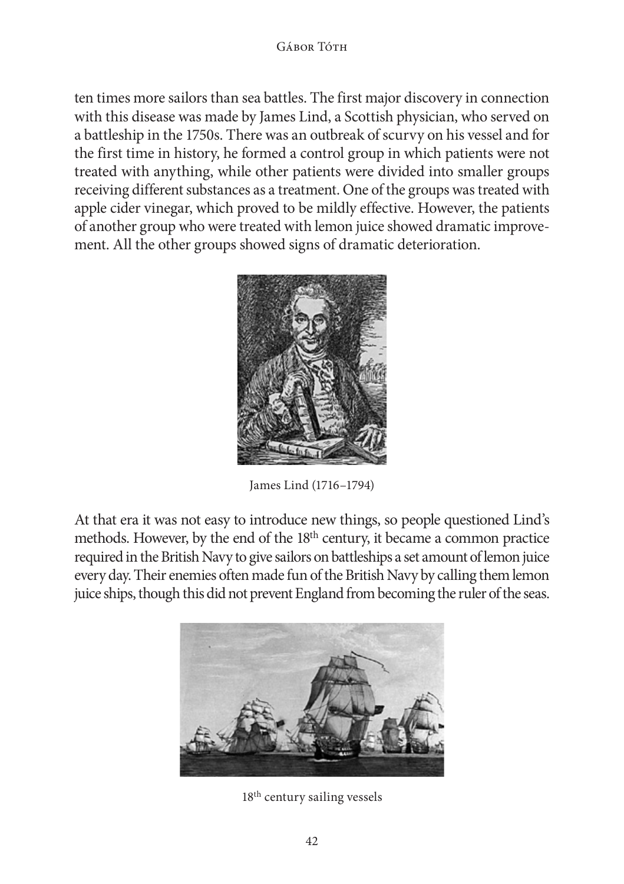ten times more sailors than sea battles. The first major discovery in connection with this disease was made by James Lind, a Scottish physician, who served on a battleship in the 1750s. There was an outbreak of scurvy on his vessel and for the first time in history, he formed a control group in which patients were not treated with anything, while other patients were divided into smaller groups receiving different substances as a treatment. One of the groups was treated with apple cider vinegar, which proved to be mildly effective. However, the patients of another group who were treated with lemon juice showed dramatic improvement. All the other groups showed signs of dramatic deterioration.

James Lind (1716–1794)

At that era it was not easy to introduce new things, so people questioned Lind's methods. However, by the end of the 18th century, it became a common practice required in the British Navy to give sailors on battleships a set amount of lemon juice every day. Their enemies often made fun of the British Navy by calling them lemon juice ships, though this did not prevent England from becoming the ruler of the seas.

18th century sailing vessels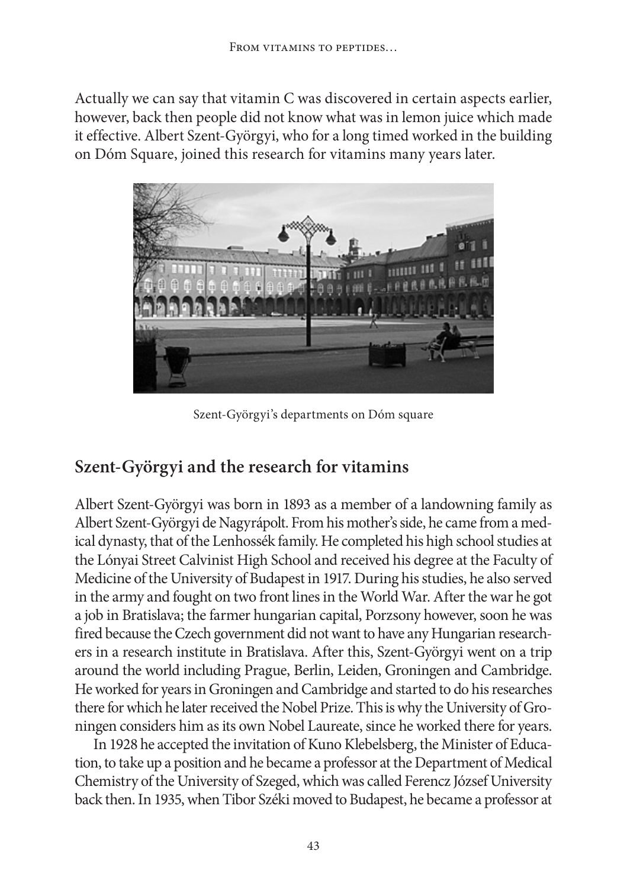Actually we can say that vitamin C was discovered in certain aspects earlier, however, back then people did not know what was in lemon juice which made it effective. Albert Szent-Györgyi, who for a long timed worked in the building on Dóm Square, joined this research for vitamins many years later.

Szent-Györgyi's departments on Dóm square

## Szent-Györgyi and the research for vitamins

Albert Szent-Györgyi was born in 1893 as a member of a landowning family as Albert Szent-Györgyi de Nagyrápolt. From his mother's side, he came from a medical dynasty, that of the Lenhossék family. He completed his high school studies at the Lónyai Street Calvinist High School and received his degree at the Faculty of Medicine of the University of Budapest in 1917. During his studies, he also served in the army and fought on two front lines in the World War. After the war he got a job in Bratislava; the farmer hungarian capital, Porzsony however, soon he was fired because the Czech government did not want to have any Hungarian researchers in a research institute in Bratislava. After this, Szent-Györgyi went on a trip around the world including Prague, Berlin, Leiden, Groningen and Cambridge. He worked for years in Groningen and Cambridge and started to do his researches there for which he later received the Nobel Prize. This is why the University of Groningen considers him as its own Nobel Laureate, since he worked there for years.

In 1928 he accepted the invitation of Kuno Klebelsberg, the Minister of Education, to take up a position and he became a professor at the Department of Medical Chemistry of the University of Szeged, which was called Ferencz József University back then. In 1935, when Tibor Széki moved to Budapest, he became a professor at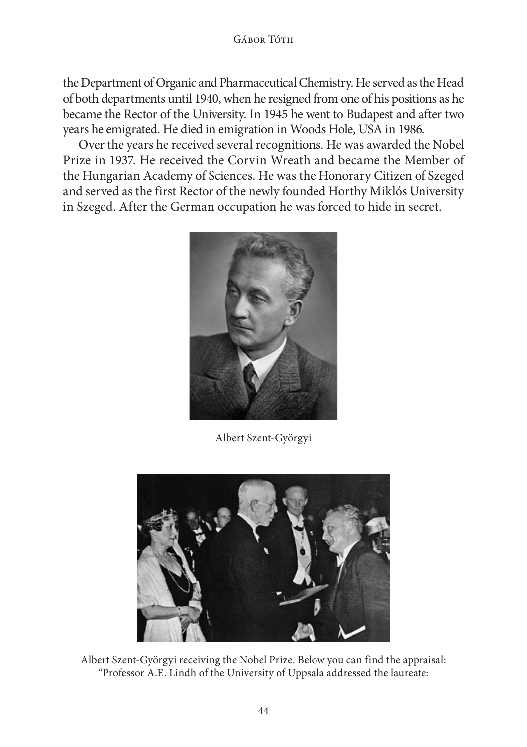the Department of Organic and Pharmaceutical Chemistry. He served as the Head of both departments until 1940, when he resigned from one of his positions as he became the Rector of the University. In 1945 he went to Budapest and after two years he emigrated. He died in emigration in Woods Hole, USA in 1986.

Over the years he received several recognitions. He was awarded the Nobel Prize in 1937. He received the Corvin Wreath and became the Member of the Hungarian Academy of Sciences. He was the Honorary Citizen of Szeged and served as the first Rector of the newly founded Horthy Miklós University in Szeged. After the German occupation he was forced to hide in secret.

Albert Szent-Györgyi

Albert Szent-Györgyi receiving the Nobel Prize. Below you can find the appraisal: "Professor A.E. Lindh of the University of Uppsala addressed the laureate: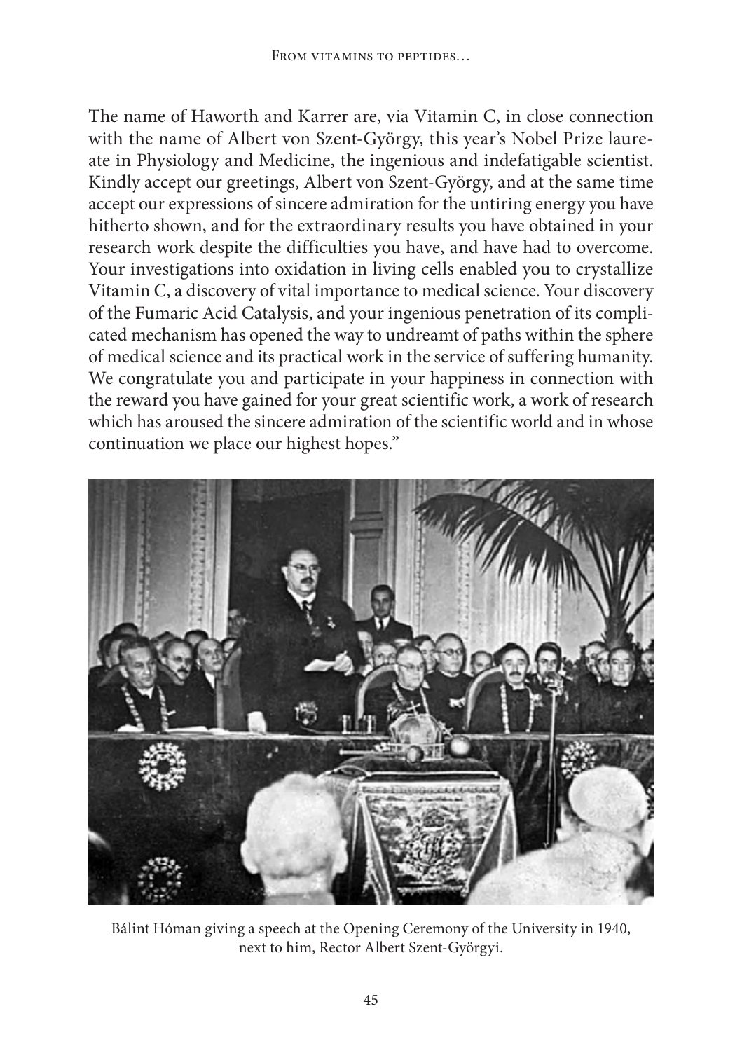The name of Haworth and Karrer are, via Vitamin C, in close connection with the name of Albert von Szent-György, this year's Nobel Prize laureate in Physiology and Medicine, the ingenious and indefatigable scientist. Kindly accept our greetings, Albert von Szent-György, and at the same time accept our expressions of sincere admiration for the untiring energy you have hitherto shown, and for the extraordinary results you have obtained in your research work despite the difficulties you have, and have had to overcome. Your investigations into oxidation in living cells enabled you to crystallize Vitamin C, a discovery of vital importance to medical science. Your discovery of the Fumaric Acid Catalysis, and your ingenious penetration of its complicated mechanism has opened the way to undreamt of paths within the sphere of medical science and its practical work in the service of suffering humanity. We congratulate you and participate in your happiness in connection with the reward you have gained for your great scientific work, a work of research which has aroused the sincere admiration of the scientific world and in whose continuation we place our highest hopes."

Bálint Hóman giving a speech at the Opening Ceremony of the University in 1940, next to him, Rector Albert Szent-Györgyi.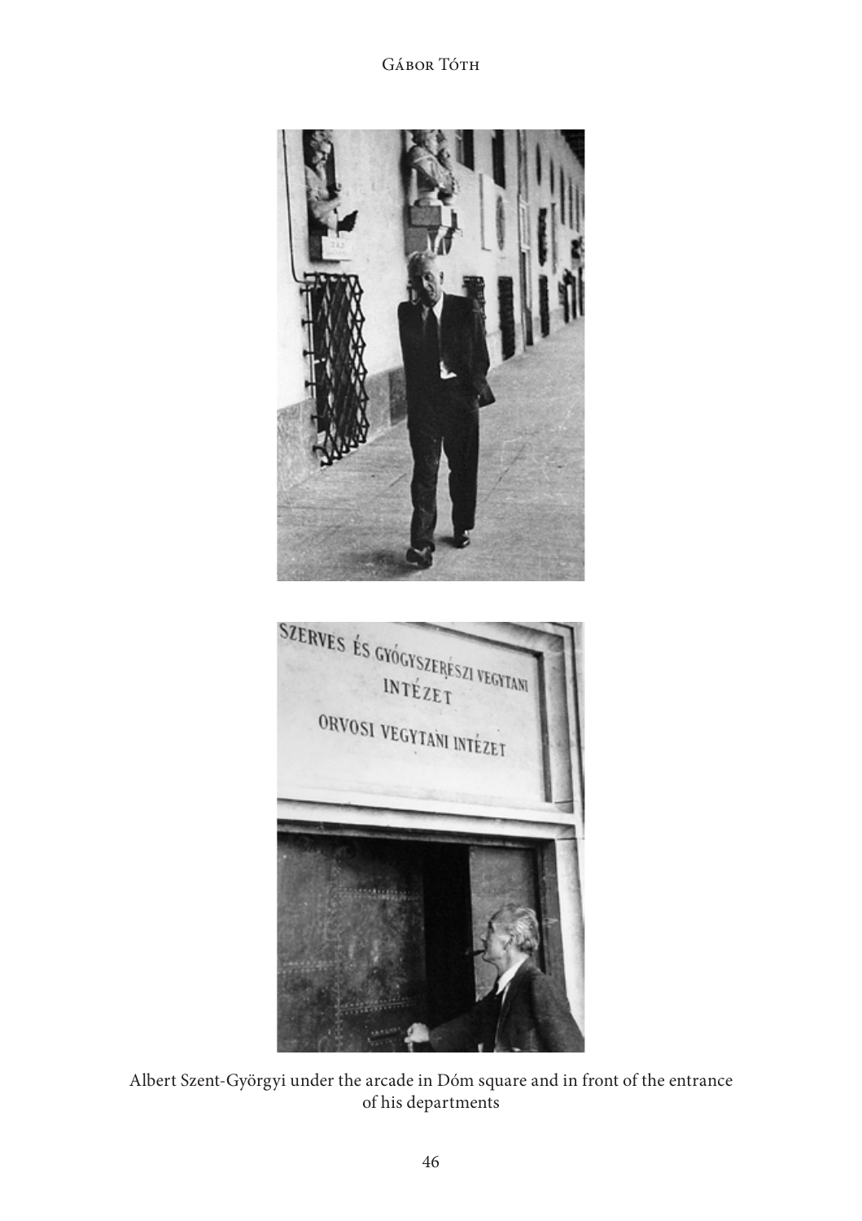Albert Szent-Györgyi under the arcade in Dóm square and in front of the entrance of his departments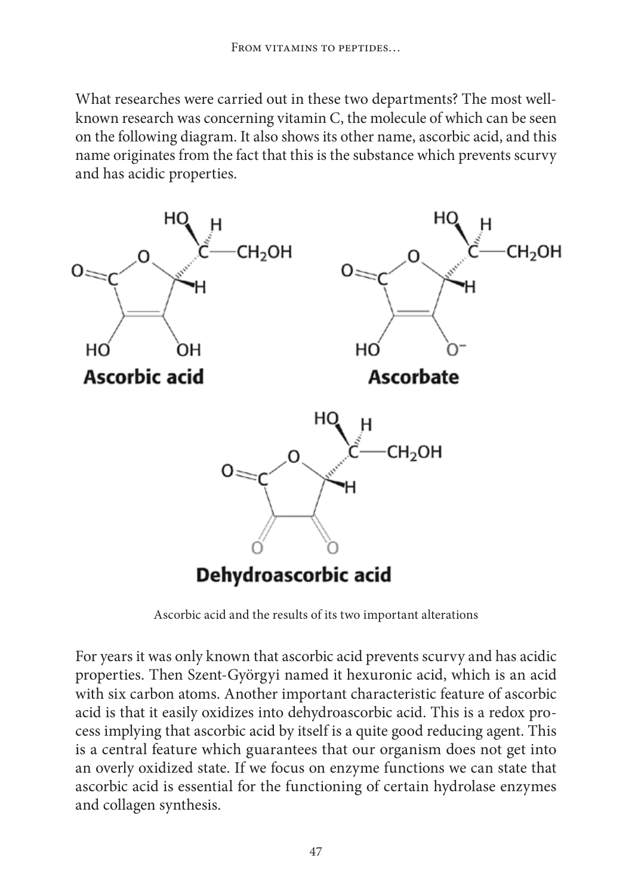What researches were carried out in these two departments? The most well-known research was concerning vitamin C, the molecule of which can be seen on the following diagram. It also shows its other name, ascorbic acid, and this name originates from the fact that this is the substance which prevents scurvy and has acidic properties.

Ascorbic acid and the results of its two important alterations

For years it was only known that ascorbic acid prevents scurvy and has acidic properties. Then Szent-Györgyi named it hexuronic acid, which is an acid with six carbon atoms. Another important characteristic feature of ascorbic acid is that it easily oxidizes into dehydroascorbic acid. This is a redox process implying that ascorbic acid by itself is a quite good reducing agent. This is a central feature which guarantees that our organism does not get into an overly oxidized state. If we focus on enzyme functions we can state that ascorbic acid is essential for the functioning of certain hydrolase enzymes and collagen synthesis.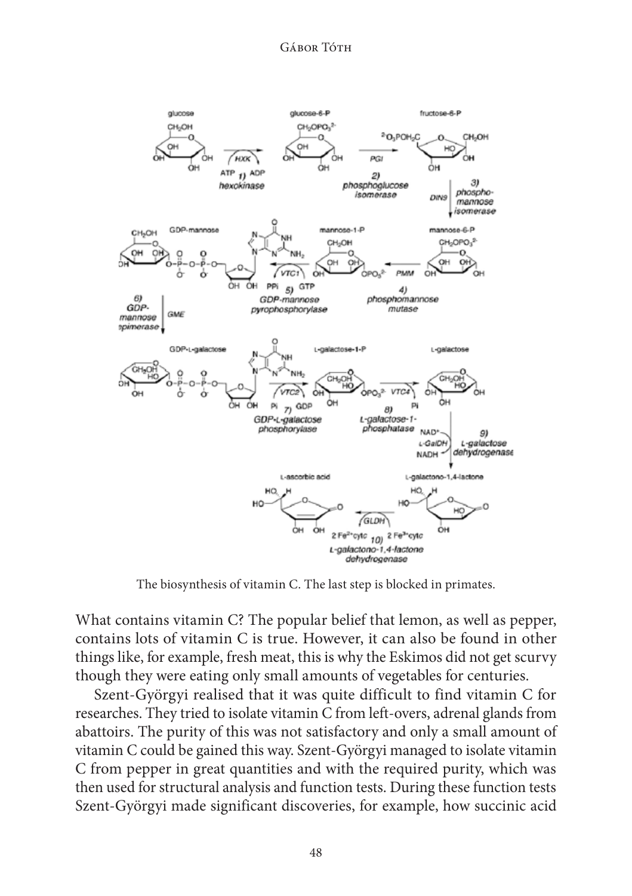The biosynthesis of vitamin C. The last step is blocked in primates.

What contains vitamin C? The popular belief that lemon, as well as pepper, contains lots of vitamin C is true. However, it can also be found in other things like, for example, fresh meat, this is why the Eskimos did not get scurvy though they were eating only small amounts of vegetables for centuries.

Szent-Györgyi realised that it was quite difficult to find vitamin C for researches. They tried to isolate vitamin C from left-overs, adrenal glands from abattoirs. The purity of this was not satisfactory and only a small amount of vitamin C could be gained this way. Szent-Györgyi managed to isolate vitamin C from pepper in great quantities and with the required purity, which was then used for structural analysis and function tests. During these function tests Szent-Györgyi made significant discoveries, for example, how succinic acid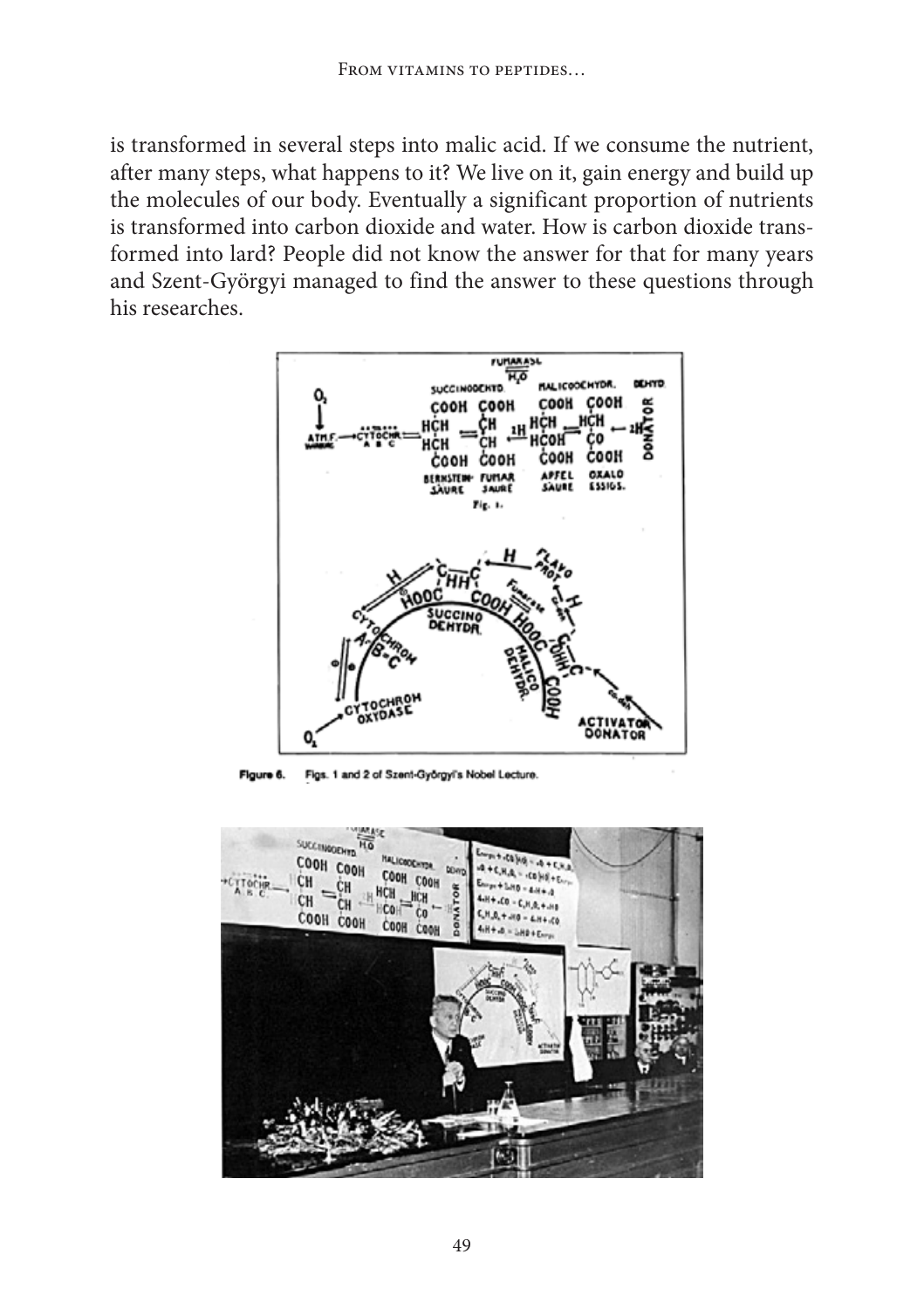is transformed in several steps into malic acid. If we consume the nutrient, after many steps, what happens to it? We live on it, gain energy and build up the molecules of our body. Eventually a significant proportion of nutrients is transformed into carbon dioxide and water. How is carbon dioxide transformed into lard? People did not know the answer for that for many years and Szent-Györgyi managed to find the answer to these questions through his researches.

**Figure 6.** Figs. 1 and 2 of Szent-Györgyi's Nobel Lecture.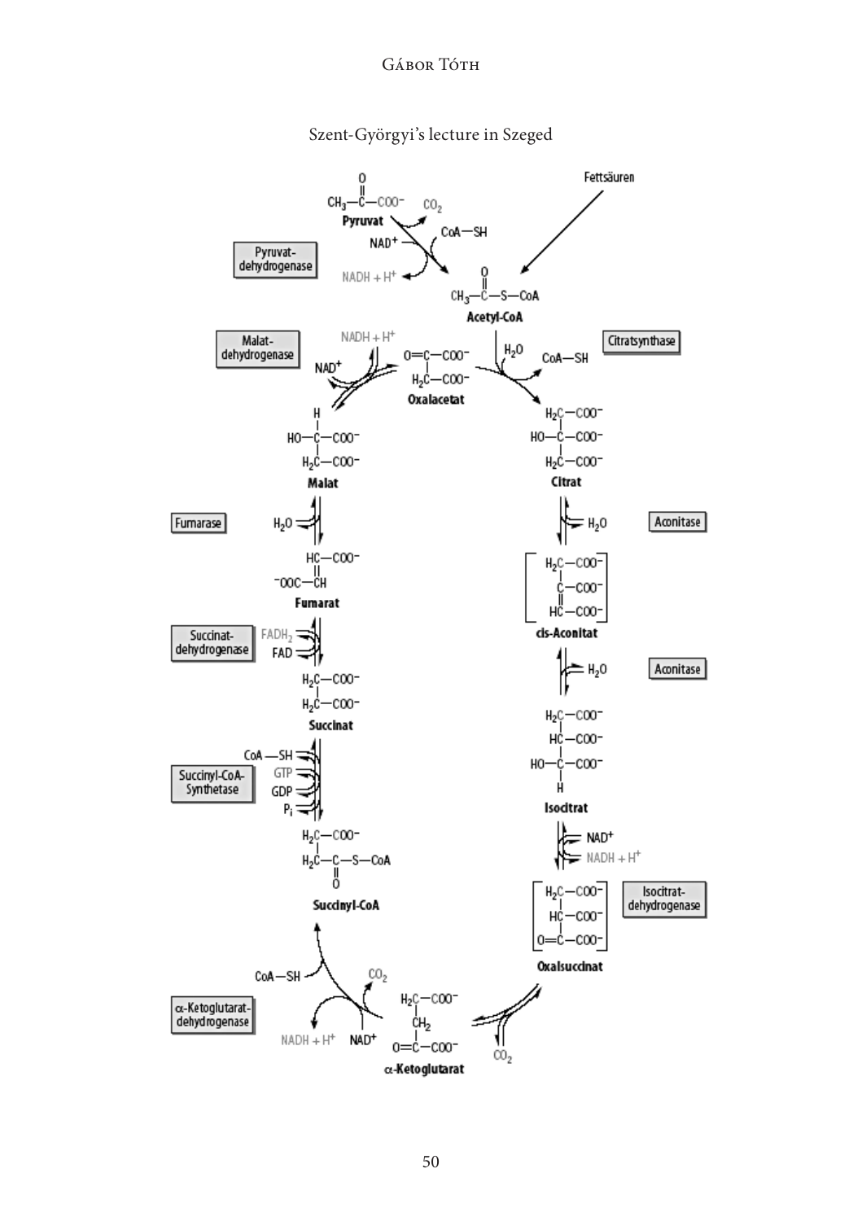Szent-Györgyi's lecture in Szeged

Fettsäuren

$CH_3-C(=O)-COO^-$ **Pyruvat**

$CO_2$ · $CoA-SH$ · $NAD^+$ · $NADH + H^+$

Pyruvat-dehydrogenase

$CH_3-C(=O)-S-CoA$ **Acetyl-CoA**

Citratsynthase · $H_2O$ · $CoA-SH$

Malat-dehydrogenase · $NADH + H^+$ · $NAD^+$

$O=C(-COO^-)-H_2C-COO^-$ **Oxalacetat**

$H-C(-HO)(-COO^-)-H_2C-COO^-$ **Malat**

$H_2C(-COO^-)-C(-HO)(-COO^-)-H_2C-COO^-$ **Citrat**

Fumarase · $H_2O$

Aconitase · $H_2O$

$HC(-COO^-)=CH-{}^-OOC$ **Fumarat**

$H_2C(-COO^-)-C(-COO^-)=HC-COO^-$ **cis-Aconitat**

Succinat-dehydrogenase · $FADH_2$ · $FAD$

Aconitase · $H_2O$

$H_2C(-COO^-)-H_2C-COO^-$ **Succinat**

$H_2C(-COO^-)-HC(-COO^-)-C(-HO)(-H)-COO^-$ **Isocitrat**

Succinyl-CoA-Synthetase · $CoA-SH$ · $GTP$ · $GDP$ · $P_i$

$NAD^+$ · $NADH + H^+$

$H_2C(-COO^-)-H_2C-C(=O)-S-CoA$ **Succinyl-CoA**

$H_2C(-COO^-)-HC(-COO^-)-C(=O)-COO^-$ **Oxalsuccinat**

Isocitrat-dehydrogenase

$CoA-SH$ · $CO_2$

α-Ketoglutarat-dehydrogenase · $NADH + H^+$ · $NAD^+$

$H_2C(-COO^-)-CH_2-C(=O)-COO^-$ **α-Ketoglutarat**

$CO_2$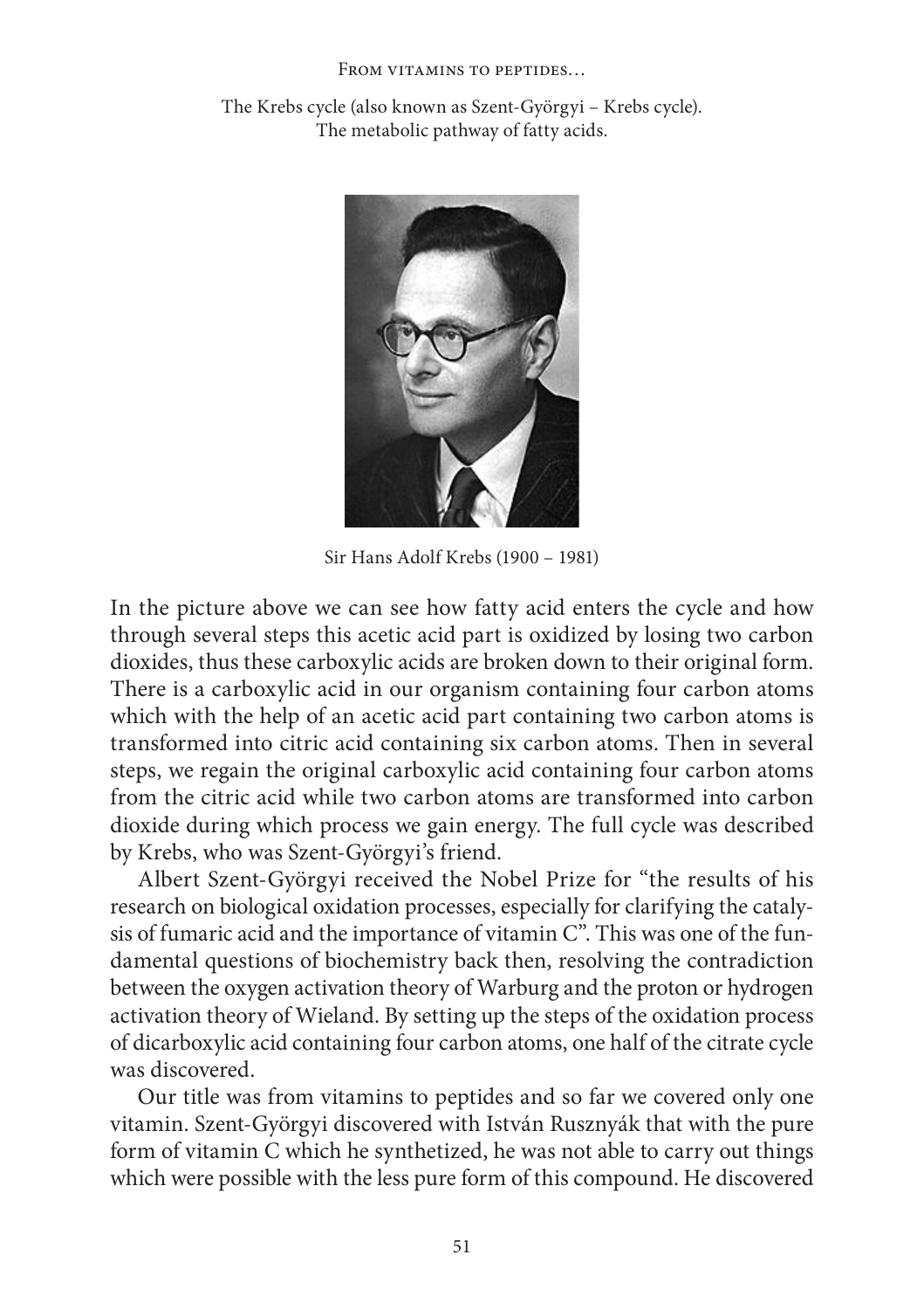The Krebs cycle (also known as Szent-Györgyi – Krebs cycle).
The metabolic pathway of fatty acids.

Sir Hans Adolf Krebs (1900 – 1981)

In the picture above we can see how fatty acid enters the cycle and how through several steps this acetic acid part is oxidized by losing two carbon dioxides, thus these carboxylic acids are broken down to their original form. There is a carboxylic acid in our organism containing four carbon atoms which with the help of an acetic acid part containing two carbon atoms is transformed into citric acid containing six carbon atoms. Then in several steps, we regain the original carboxylic acid containing four carbon atoms from the citric acid while two carbon atoms are transformed into carbon dioxide during which process we gain energy. The full cycle was described by Krebs, who was Szent-Györgyi's friend.

Albert Szent-Györgyi received the Nobel Prize for "the results of his research on biological oxidation processes, especially for clarifying the catalysis of fumaric acid and the importance of vitamin C". This was one of the fundamental questions of biochemistry back then, resolving the contradiction between the oxygen activation theory of Warburg and the proton or hydrogen activation theory of Wieland. By setting up the steps of the oxidation process of dicarboxylic acid containing four carbon atoms, one half of the citrate cycle was discovered.

Our title was from vitamins to peptides and so far we covered only one vitamin. Szent-Györgyi discovered with István Rusznyák that with the pure form of vitamin C which he synthetized, he was not able to carry out things which were possible with the less pure form of this compound. He discovered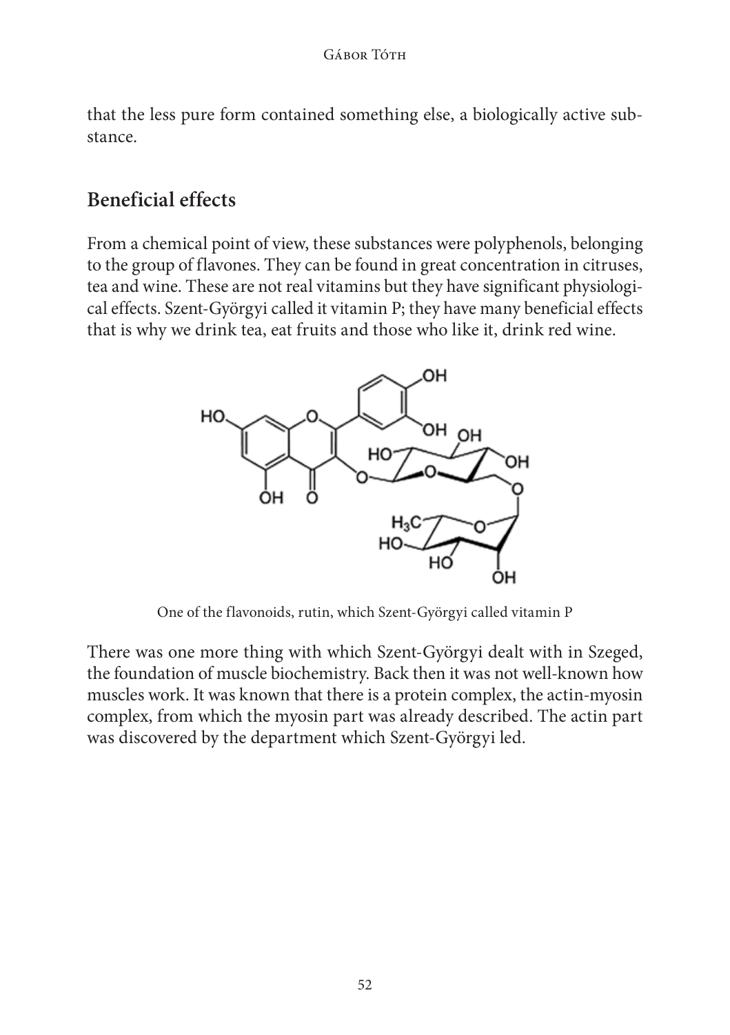that the less pure form contained something else, a biologically active substance.

## Beneficial effects

From a chemical point of view, these substances were polyphenols, belonging to the group of flavones. They can be found in great concentration in citruses, tea and wine. These are not real vitamins but they have significant physiological effects. Szent-Györgyi called it vitamin P; they have many beneficial effects that is why we drink tea, eat fruits and those who like it, drink red wine.

One of the flavonoids, rutin, which Szent-Györgyi called vitamin P

There was one more thing with which Szent-Györgyi dealt with in Szeged, the foundation of muscle biochemistry. Back then it was not well-known how muscles work. It was known that there is a protein complex, the actin-myosin complex, from which the myosin part was already described. The actin part was discovered by the department which Szent-Györgyi led.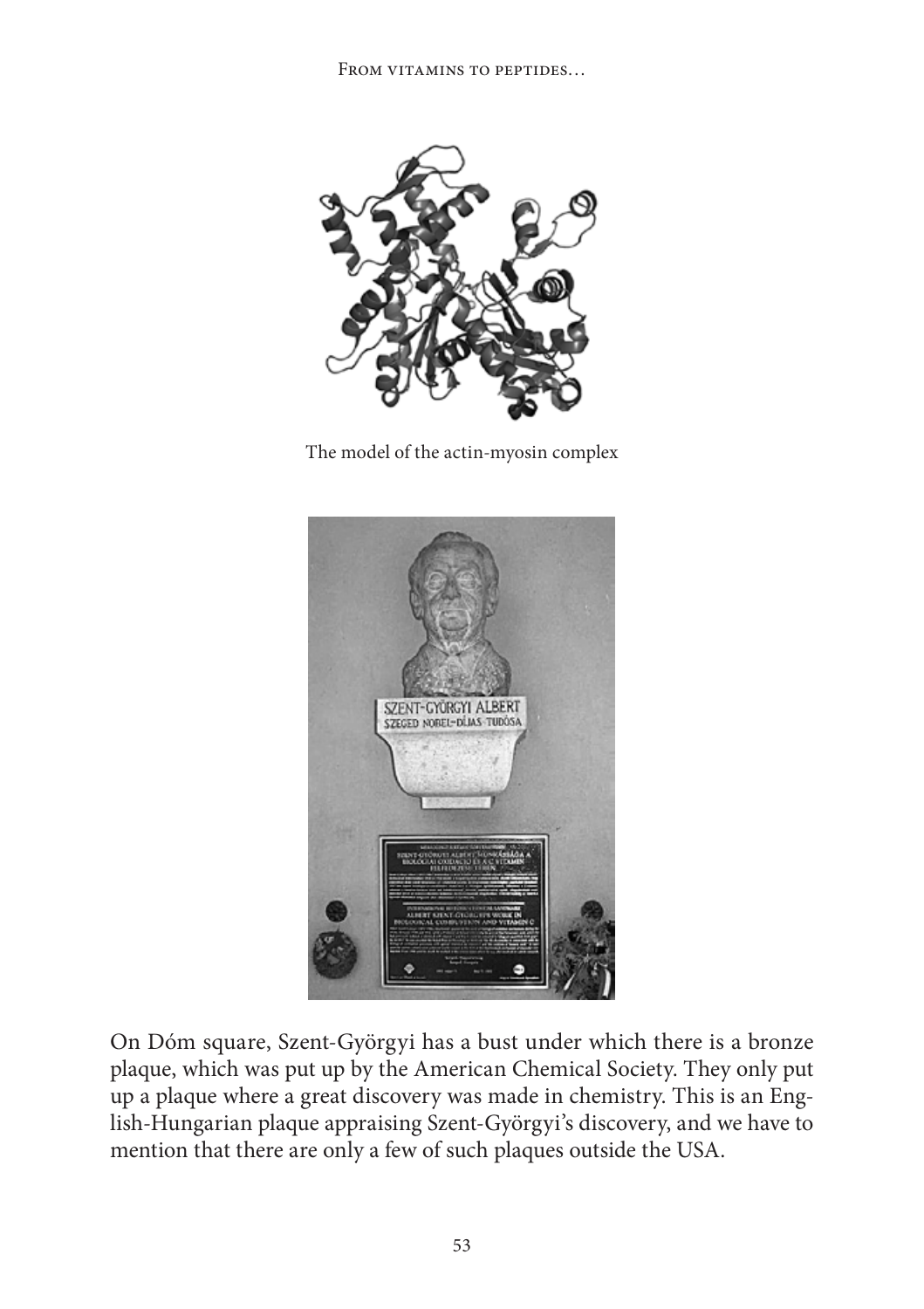The model of the actin-myosin complex

On Dóm square, Szent-Györgyi has a bust under which there is a bronze plaque, which was put up by the American Chemical Society. They only put up a plaque where a great discovery was made in chemistry. This is an English-Hungarian plaque appraising Szent-Györgyi's discovery, and we have to mention that there are only a few of such plaques outside the USA.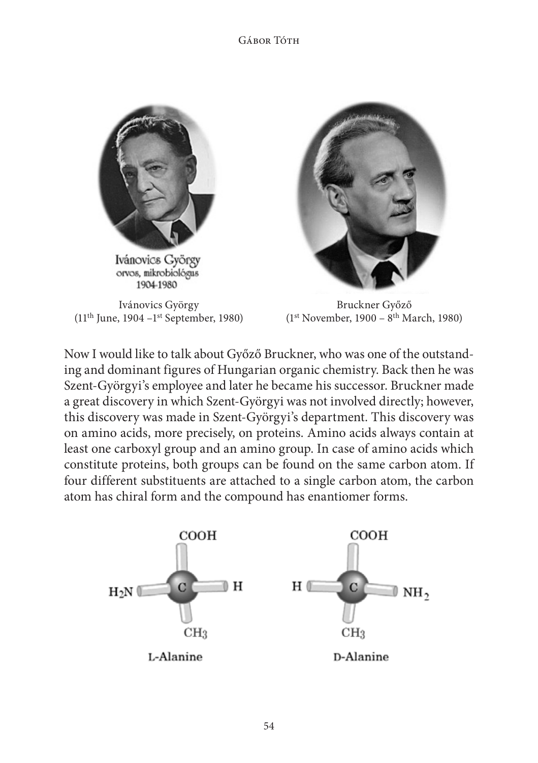Ivánovics György
(11th June, 1904 – 1st September, 1980)

Bruckner Győző
(1st November, 1900 – 8th March, 1980)

Now I would like to talk about Győző Bruckner, who was one of the outstanding and dominant figures of Hungarian organic chemistry. Back then he was Szent-Györgyi's employee and later he became his successor. Bruckner made a great discovery in which Szent-Györgyi was not involved directly; however, this discovery was made in Szent-Györgyi's department. This discovery was on amino acids, more precisely, on proteins. Amino acids always contain at least one carboxyl group and an amino group. In case of amino acids which constitute proteins, both groups can be found on the same carbon atom. If four different substituents are attached to a single carbon atom, the carbon atom has chiral form and the compound has enantiomer forms.

L-Alanine

D-Alanine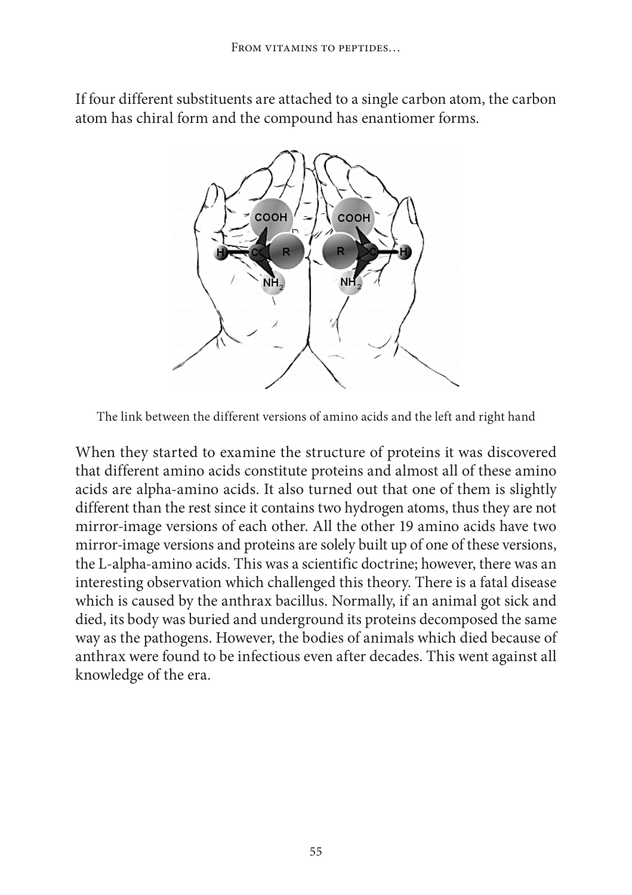If four different substituents are attached to a single carbon atom, the carbon atom has chiral form and the compound has enantiomer forms.

The link between the different versions of amino acids and the left and right hand

When they started to examine the structure of proteins it was discovered that different amino acids constitute proteins and almost all of these amino acids are alpha-amino acids. It also turned out that one of them is slightly different than the rest since it contains two hydrogen atoms, thus they are not mirror-image versions of each other. All the other 19 amino acids have two mirror-image versions and proteins are solely built up of one of these versions, the L-alpha-amino acids. This was a scientific doctrine; however, there was an interesting observation which challenged this theory. There is a fatal disease which is caused by the anthrax bacillus. Normally, if an animal got sick and died, its body was buried and underground its proteins decomposed the same way as the pathogens. However, the bodies of animals which died because of anthrax were found to be infectious even after decades. This went against all knowledge of the era.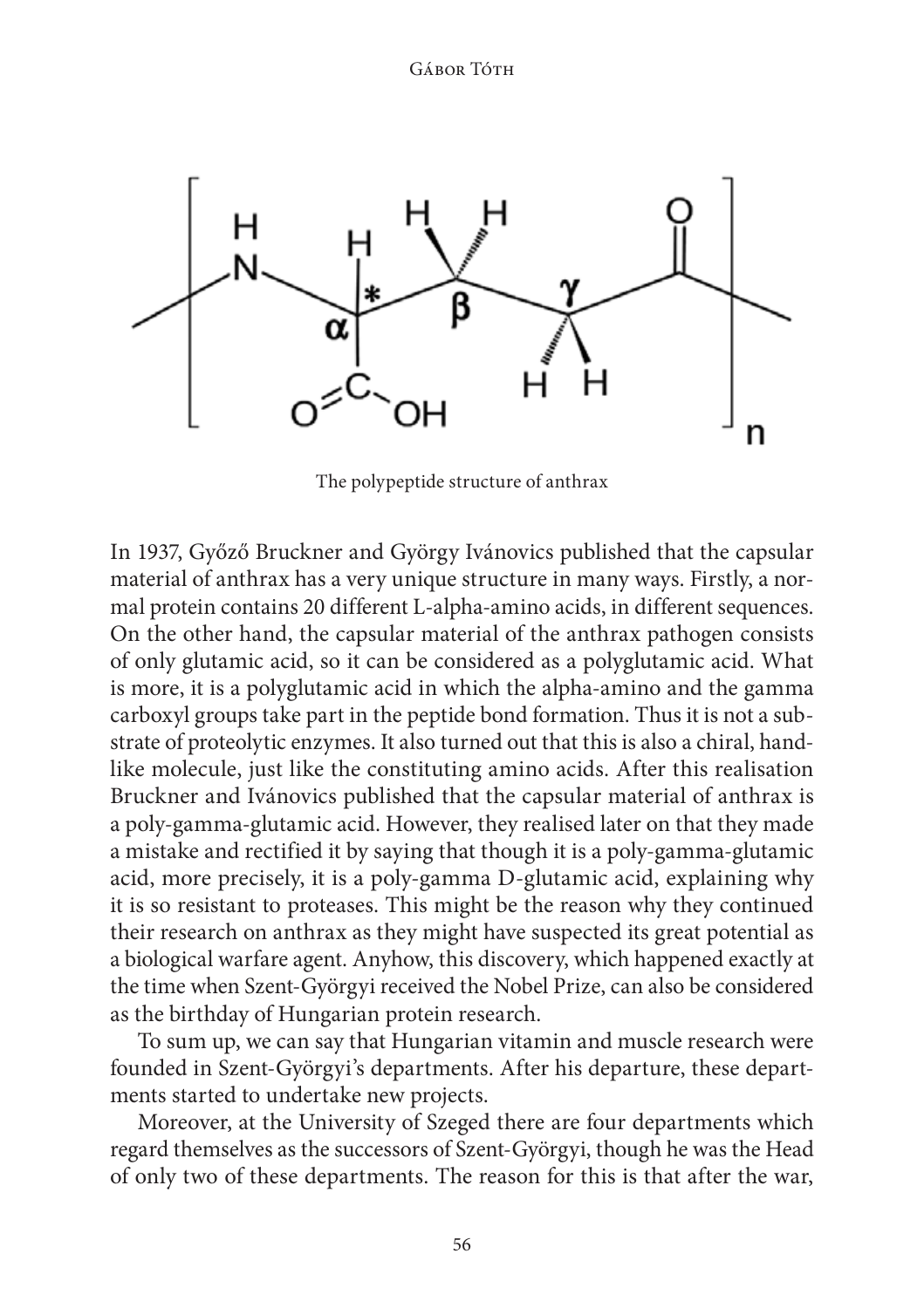The polypeptide structure of anthrax

In 1937, Győző Bruckner and György Ivánovics published that the capsular material of anthrax has a very unique structure in many ways. Firstly, a normal protein contains 20 different L-alpha-amino acids, in different sequences. On the other hand, the capsular material of the anthrax pathogen consists of only glutamic acid, so it can be considered as a polyglutamic acid. What is more, it is a polyglutamic acid in which the alpha-amino and the gamma carboxyl groups take part in the peptide bond formation. Thus it is not a substrate of proteolytic enzymes. It also turned out that this is also a chiral, hand-like molecule, just like the constituting amino acids. After this realisation Bruckner and Ivánovics published that the capsular material of anthrax is a poly-gamma-glutamic acid. However, they realised later on that they made a mistake and rectified it by saying that though it is a poly-gamma-glutamic acid, more precisely, it is a poly-gamma D-glutamic acid, explaining why it is so resistant to proteases. This might be the reason why they continued their research on anthrax as they might have suspected its great potential as a biological warfare agent. Anyhow, this discovery, which happened exactly at the time when Szent-Györgyi received the Nobel Prize, can also be considered as the birthday of Hungarian protein research.

To sum up, we can say that Hungarian vitamin and muscle research were founded in Szent-Györgyi's departments. After his departure, these departments started to undertake new projects.

Moreover, at the University of Szeged there are four departments which regard themselves as the successors of Szent-Györgyi, though he was the Head of only two of these departments. The reason for this is that after the war,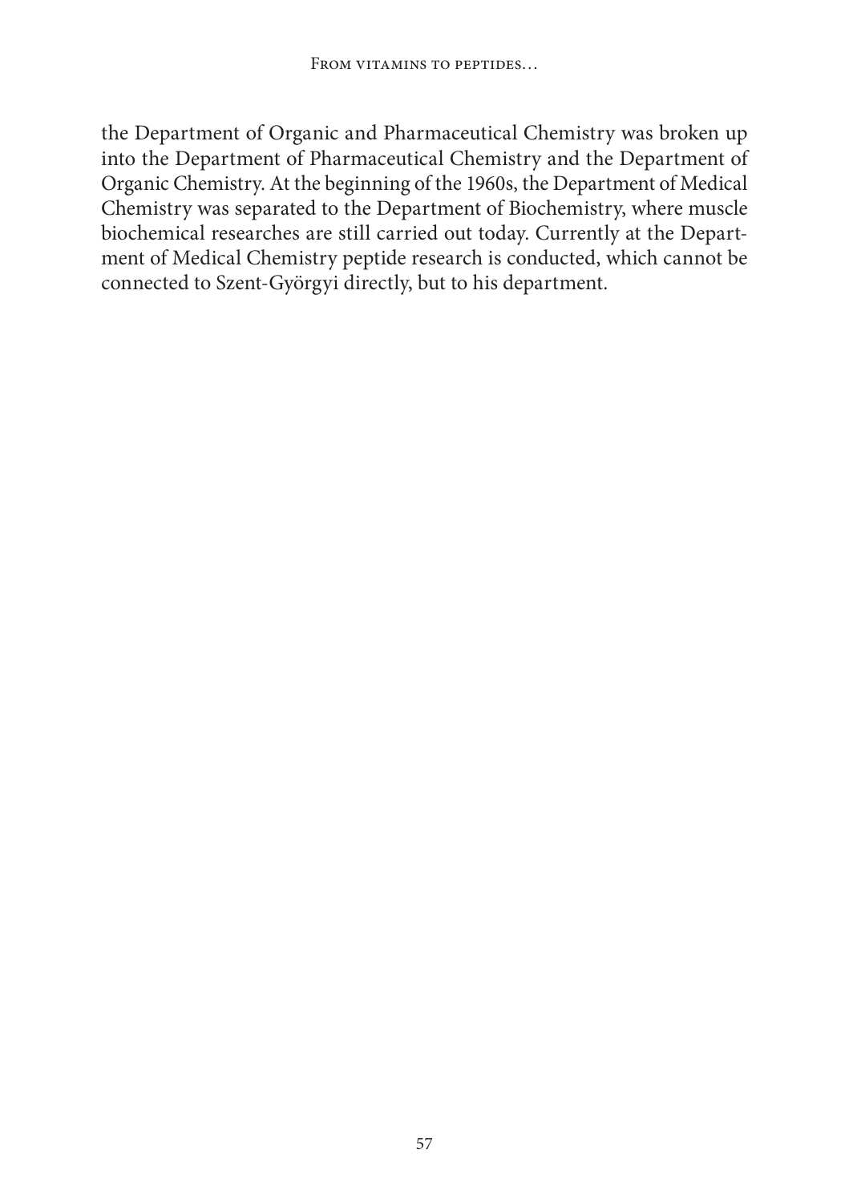the Department of Organic and Pharmaceutical Chemistry was broken up into the Department of Pharmaceutical Chemistry and the Department of Organic Chemistry. At the beginning of the 1960s, the Department of Medical Chemistry was separated to the Department of Biochemistry, where muscle biochemical researches are still carried out today. Currently at the Department of Medical Chemistry peptide research is conducted, which cannot be connected to Szent-Györgyi directly, but to his department.